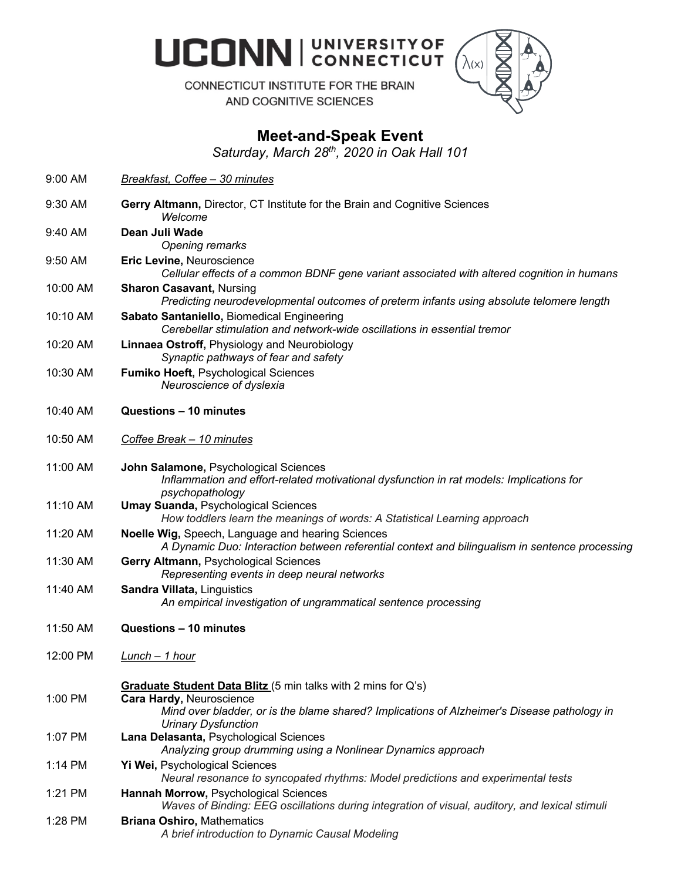UCONN | UNIVERSITY OF CONNECTICUT

CONNECTICUT INSTITUTE FOR THE BRAIN AND COGNITIVE SCIENCES

# Meet-and-Speak Event

*Saturday, March 28th, 2020 in Oak Hall 101*

| Time | Event |
|---|---|
| 9:00 AM | *Breakfast, Coffee – 30 minutes* |
| 9:30 AM | **Gerry Altmann,** Director, CT Institute for the Brain and Cognitive Sciences<br>*Welcome* |
| 9:40 AM | **Dean Juli Wade**<br>*Opening remarks* |
| 9:50 AM | **Eric Levine,** Neuroscience<br>*Cellular effects of a common BDNF gene variant associated with altered cognition in humans* |
| 10:00 AM | **Sharon Casavant,** Nursing<br>*Predicting neurodevelopmental outcomes of preterm infants using absolute telomere length* |
| 10:10 AM | **Sabato Santaniello,** Biomedical Engineering<br>*Cerebellar stimulation and network-wide oscillations in essential tremor* |
| 10:20 AM | **Linnaea Ostroff,** Physiology and Neurobiology<br>*Synaptic pathways of fear and safety* |
| 10:30 AM | **Fumiko Hoeft,** Psychological Sciences<br>*Neuroscience of dyslexia* |
| 10:40 AM | **Questions – 10 minutes** |
| 10:50 AM | *Coffee Break – 10 minutes* |
| 11:00 AM | **John Salamone,** Psychological Sciences<br>*Inflammation and effort-related motivational dysfunction in rat models: Implications for psychopathology* |
| 11:10 AM | **Umay Suanda,** Psychological Sciences<br>*How toddlers learn the meanings of words: A Statistical Learning approach* |
| 11:20 AM | **Noelle Wig,** Speech, Language and hearing Sciences<br>*A Dynamic Duo: Interaction between referential context and bilingualism in sentence processing* |
| 11:30 AM | **Gerry Altmann,** Psychological Sciences<br>*Representing events in deep neural networks* |
| 11:40 AM | **Sandra Villata,** Linguistics<br>*An empirical investigation of ungrammatical sentence processing* |
| 11:50 AM | **Questions – 10 minutes** |
| 12:00 PM | *Lunch – 1 hour* |
| | **Graduate Student Data Blitz** (5 min talks with 2 mins for Q's) |
| 1:00 PM | **Cara Hardy,** Neuroscience<br>*Mind over bladder, or is the blame shared? Implications of Alzheimer's Disease pathology in Urinary Dysfunction* |
| 1:07 PM | **Lana Delasanta,** Psychological Sciences<br>*Analyzing group drumming using a Nonlinear Dynamics approach* |
| 1:14 PM | **Yi Wei,** Psychological Sciences<br>*Neural resonance to syncopated rhythms: Model predictions and experimental tests* |
| 1:21 PM | **Hannah Morrow,** Psychological Sciences<br>*Waves of Binding: EEG oscillations during integration of visual, auditory, and lexical stimuli* |
| 1:28 PM | **Briana Oshiro,** Mathematics<br>*A brief introduction to Dynamic Causal Modeling* |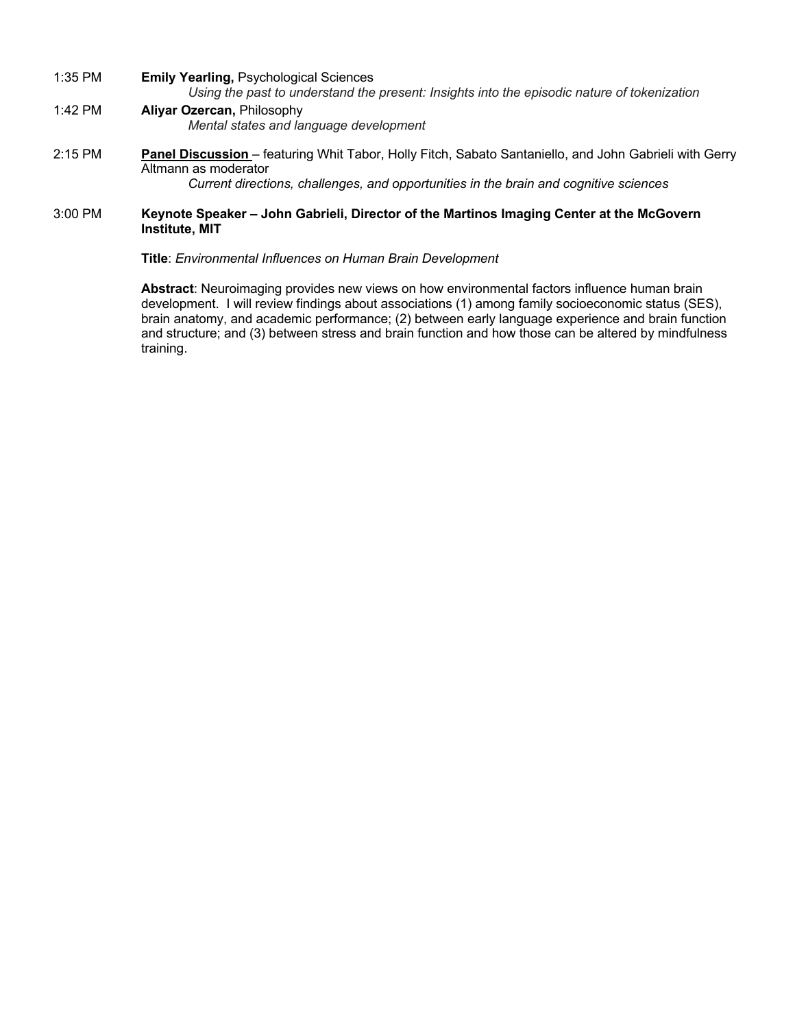1:35 PM **Emily Yearling,** Psychological Sciences
*Using the past to understand the present: Insights into the episodic nature of tokenization*

1:42 PM **Aliyar Ozercan,** Philosophy
*Mental states and language development*

2:15 PM **Panel Discussion** – featuring Whit Tabor, Holly Fitch, Sabato Santaniello, and John Gabrieli with Gerry Altmann as moderator
*Current directions, challenges, and opportunities in the brain and cognitive sciences*

3:00 PM **Keynote Speaker – John Gabrieli, Director of the Martinos Imaging Center at the McGovern Institute, MIT**

**Title**: *Environmental Influences on Human Brain Development*

**Abstract**: Neuroimaging provides new views on how environmental factors influence human brain development. I will review findings about associations (1) among family socioeconomic status (SES), brain anatomy, and academic performance; (2) between early language experience and brain function and structure; and (3) between stress and brain function and how those can be altered by mindfulness training.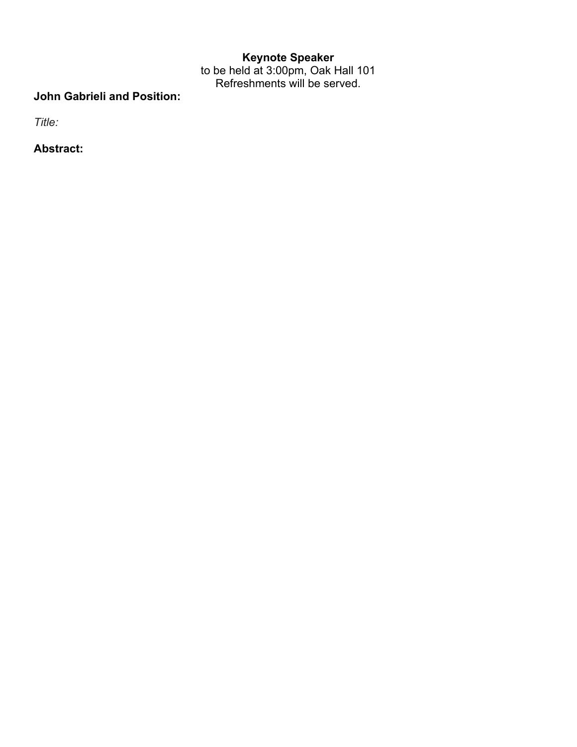**Keynote Speaker**
to be held at 3:00pm, Oak Hall 101
Refreshments will be served.

**John Gabrieli and Position:**

*Title:*

**Abstract:**